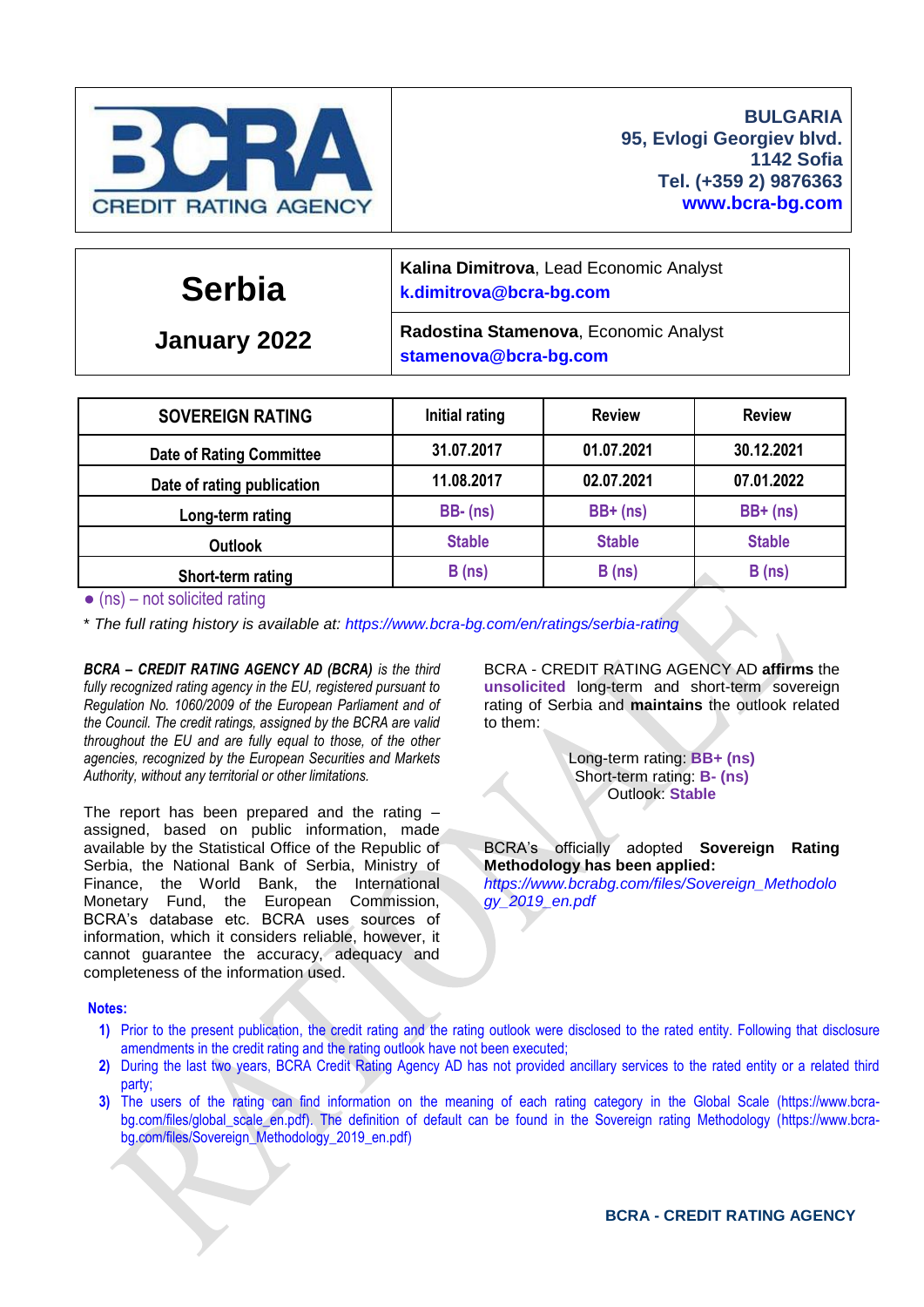**CREDIT RATING AGENCY**

**BULGARIA**
**95, Evlogi Georgiev blvd.**
**1142 Sofia**
**Tel. (+359 2) 9876363**
**www.bcra-bg.com**

# Serbia

## January 2022

**Kalina Dimitrova**, Lead Economic Analyst
**k.dimitrova@bcra-bg.com**

**Radostina Stamenova**, Economic Analyst
**stamenova@bcra-bg.com**

| SOVEREIGN RATING | Initial rating | Review | Review |
|---|---|---|---|
| Date of Rating Committee | 31.07.2017 | 01.07.2021 | 30.12.2021 |
| Date of rating publication | 11.08.2017 | 02.07.2021 | 07.01.2022 |
| Long-term rating | BB- (ns) | BB+ (ns) | BB+ (ns) |
| Outlook | Stable | Stable | Stable |
| Short-term rating | B (ns) | B (ns) | B (ns) |

● (ns) – not solicited rating

*\* The full rating history is available at: https://www.bcra-bg.com/en/ratings/serbia-rating*

***BCRA – CREDIT RATING AGENCY AD (BCRA)** is the third fully recognized rating agency in the EU, registered pursuant to Regulation No. 1060/2009 of the European Parliament and of the Council. The credit ratings, assigned by the BCRA are valid throughout the EU and are fully equal to those, of the other agencies, recognized by the European Securities and Markets Authority, without any territorial or other limitations.*

The report has been prepared and the rating – assigned, based on public information, made available by the Statistical Office of the Republic of Serbia, the National Bank of Serbia, Ministry of Finance, the World Bank, the International Monetary Fund, the European Commission, BCRA's database etc. BCRA uses sources of information, which it considers reliable, however, it cannot guarantee the accuracy, adequacy and completeness of the information used.

BCRA - CREDIT RATING AGENCY AD **affirms** the **unsolicited** long-term and short-term sovereign rating of Serbia and **maintains** the outlook related to them:

Long-term rating: **BB+ (ns)**
Short-term rating: **B- (ns)**
Outlook: **Stable**

BCRA's officially adopted **Sovereign Rating Methodology has been applied:**
*https://www.bcrabg.com/files/Sovereign_Methodology_2019_en.pdf*

**Notes:**

1) Prior to the present publication, the credit rating and the rating outlook were disclosed to the rated entity. Following that disclosure amendments in the credit rating and the rating outlook have not been executed;
2) During the last two years, BCRA Credit Rating Agency AD has not provided ancillary services to the rated entity or a related third party;
3) The users of the rating can find information on the meaning of each rating category in the Global Scale (https://www.bcra-bg.com/files/global_scale_en.pdf). The definition of default can be found in the Sovereign rating Methodology (https://www.bcra-bg.com/files/Sovereign_Methodology_2019_en.pdf)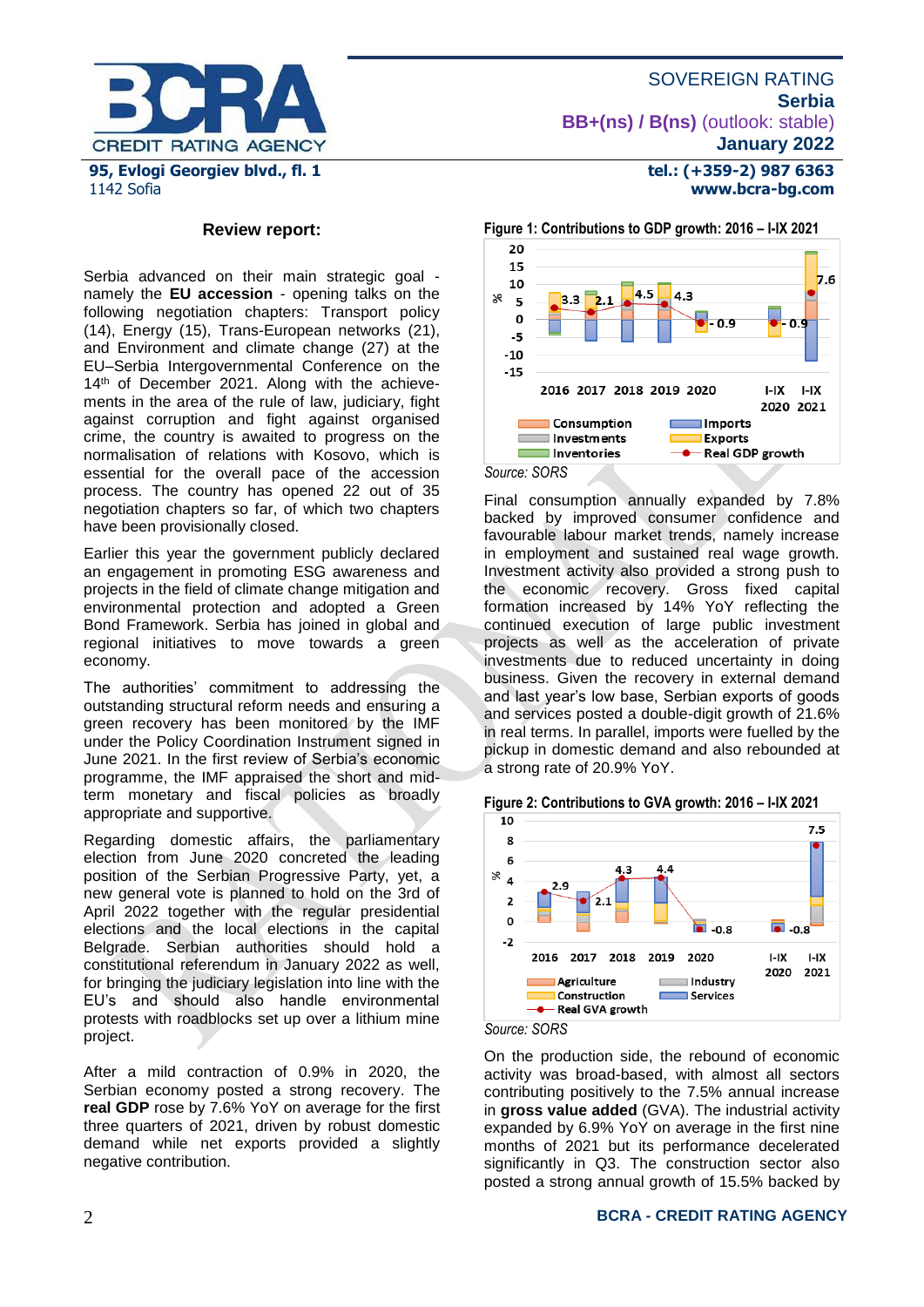**Review report:**

Serbia advanced on their main strategic goal - namely the **EU accession** - opening talks on the following negotiation chapters: Transport policy (14), Energy (15), Trans-European networks (21), and Environment and climate change (27) at the EU–Serbia Intergovernmental Conference on the 14th of December 2021. Along with the achievements in the area of the rule of law, judiciary, fight against corruption and fight against organised crime, the country is awaited to progress on the normalisation of relations with Kosovo, which is essential for the overall pace of the accession process. The country has opened 22 out of 35 negotiation chapters so far, of which two chapters have been provisionally closed.

Earlier this year the government publicly declared an engagement in promoting ESG awareness and projects in the field of climate change mitigation and environmental protection and adopted a Green Bond Framework. Serbia has joined in global and regional initiatives to move towards a green economy.

The authorities' commitment to addressing the outstanding structural reform needs and ensuring a green recovery has been monitored by the IMF under the Policy Coordination Instrument signed in June 2021. In the first review of Serbia's economic programme, the IMF appraised the short and mid-term monetary and fiscal policies as broadly appropriate and supportive.

Regarding domestic affairs, the parliamentary election from June 2020 concreted the leading position of the Serbian Progressive Party, yet, a new general vote is planned to hold on the 3rd of April 2022 together with the regular presidential elections and the local elections in the capital Belgrade. Serbian authorities should hold a constitutional referendum in January 2022 as well, for bringing the judiciary legislation into line with the EU's and should also handle environmental protests with roadblocks set up over a lithium mine project.

After a mild contraction of 0.9% in 2020, the Serbian economy posted a strong recovery. The **real GDP** rose by 7.6% YoY on average for the first three quarters of 2021, driven by robust domestic demand while net exports provided a slightly negative contribution.

**Figure 1: Contributions to GDP growth: 2016 – I-IX 2021**

Source: SORS

Final consumption annually expanded by 7.8% backed by improved consumer confidence and favourable labour market trends, namely increase in employment and sustained real wage growth. Investment activity also provided a strong push to the economic recovery. Gross fixed capital formation increased by 14% YoY reflecting the continued execution of large public investment projects as well as the acceleration of private investments due to reduced uncertainty in doing business. Given the recovery in external demand and last year's low base, Serbian exports of goods and services posted a double-digit growth of 21.6% in real terms. In parallel, imports were fuelled by the pickup in domestic demand and also rebounded at a strong rate of 20.9% YoY.

**Figure 2: Contributions to GVA growth: 2016 – I-IX 2021**

Source: SORS

On the production side, the rebound of economic activity was broad-based, with almost all sectors contributing positively to the 7.5% annual increase in **gross value added** (GVA). The industrial activity expanded by 6.9% YoY on average in the first nine months of 2021 but its performance decelerated significantly in Q3. The construction sector also posted a strong annual growth of 15.5% backed by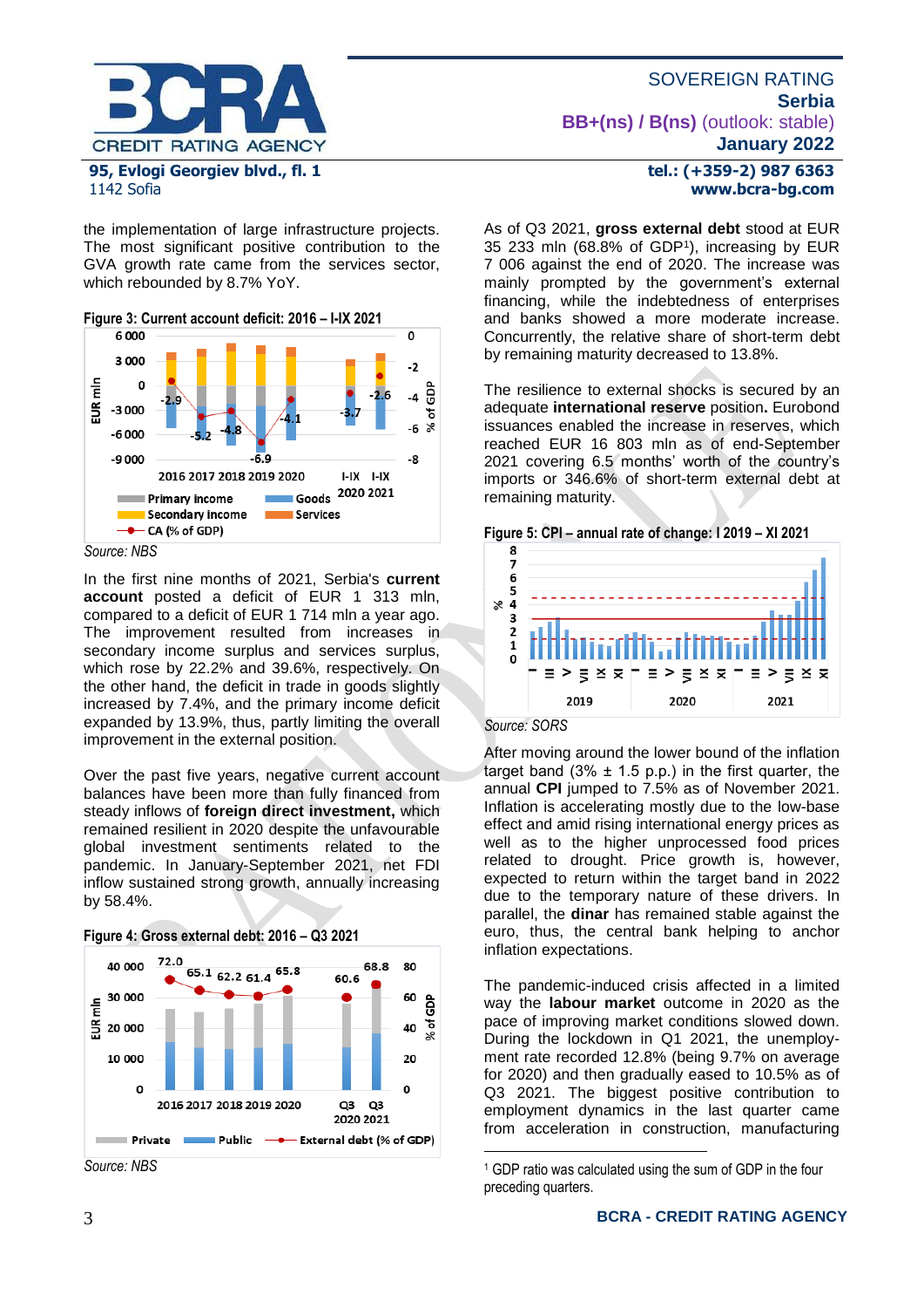the implementation of large infrastructure projects. The most significant positive contribution to the GVA growth rate came from the services sector, which rebounded by 8.7% YoY.

**Figure 3: Current account deficit: 2016 – I-IX 2021**

*Source: NBS*

In the first nine months of 2021, Serbia's **current account** posted a deficit of EUR 1 313 mln, compared to a deficit of EUR 1 714 mln a year ago. The improvement resulted from increases in secondary income surplus and services surplus, which rose by 22.2% and 39.6%, respectively. On the other hand, the deficit in trade in goods slightly increased by 7.4%, and the primary income deficit expanded by 13.9%, thus, partly limiting the overall improvement in the external position.

Over the past five years, negative current account balances have been more than fully financed from steady inflows of **foreign direct investment,** which remained resilient in 2020 despite the unfavourable global investment sentiments related to the pandemic. In January-September 2021, net FDI inflow sustained strong growth, annually increasing by 58.4%.

**Figure 4: Gross external debt: 2016 – Q3 2021**

*Source: NBS*

As of Q3 2021, **gross external debt** stood at EUR 35 233 mln (68.8% of GDP[1]), increasing by EUR 7 006 against the end of 2020. The increase was mainly prompted by the government's external financing, while the indebtedness of enterprises and banks showed a more moderate increase. Concurrently, the relative share of short-term debt by remaining maturity decreased to 13.8%.

The resilience to external shocks is secured by an adequate **international reserve** position**.** Eurobond issuances enabled the increase in reserves, which reached EUR 16 803 mln as of end-September 2021 covering 6.5 months' worth of the country's imports or 346.6% of short-term external debt at remaining maturity.

**Figure 5: CPI – annual rate of change: I 2019 – XI 2021**

*Source: SORS*

After moving around the lower bound of the inflation target band (3% ± 1.5 p.p.) in the first quarter, the annual **CPI** jumped to 7.5% as of November 2021. Inflation is accelerating mostly due to the low-base effect and amid rising international energy prices as well as to the higher unprocessed food prices related to drought. Price growth is, however, expected to return within the target band in 2022 due to the temporary nature of these drivers. In parallel, the **dinar** has remained stable against the euro, thus, the central bank helping to anchor inflation expectations.

The pandemic-induced crisis affected in a limited way the **labour market** outcome in 2020 as the pace of improving market conditions slowed down. During the lockdown in Q1 2021, the unemployment rate recorded 12.8% (being 9.7% on average for 2020) and then gradually eased to 10.5% as of Q3 2021. The biggest positive contribution to employment dynamics in the last quarter came from acceleration in construction, manufacturing

[1] GDP ratio was calculated using the sum of GDP in the four preceding quarters.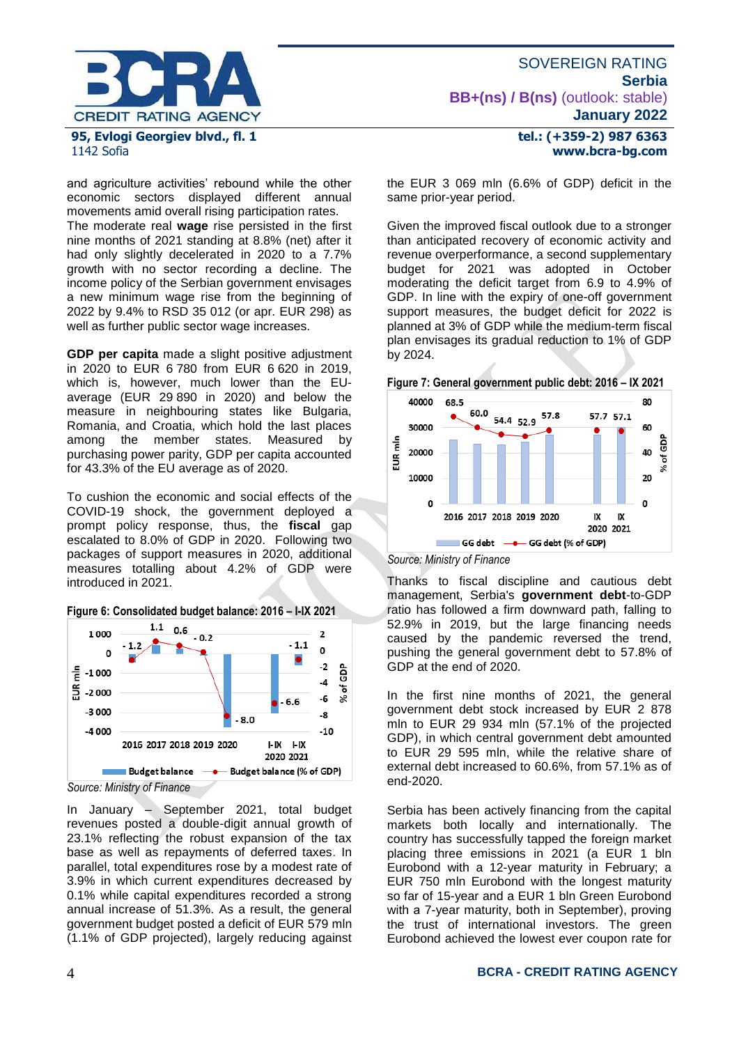and agriculture activities' rebound while the other economic sectors displayed different annual movements amid overall rising participation rates.
The moderate real **wage** rise persisted in the first nine months of 2021 standing at 8.8% (net) after it had only slightly decelerated in 2020 to a 7.7% growth with no sector recording a decline. The income policy of the Serbian government envisages a new minimum wage rise from the beginning of 2022 by 9.4% to RSD 35 012 (or apr. EUR 298) as well as further public sector wage increases.

**GDP per capita** made a slight positive adjustment in 2020 to EUR 6 780 from EUR 6 620 in 2019, which is, however, much lower than the EU-average (EUR 29 890 in 2020) and below the measure in neighbouring states like Bulgaria, Romania, and Croatia, which hold the last places among the member states. Measured by purchasing power parity, GDP per capita accounted for 43.3% of the EU average as of 2020.

To cushion the economic and social effects of the COVID-19 shock, the government deployed a prompt policy response, thus, the **fiscal** gap escalated to 8.0% of GDP in 2020. Following two packages of support measures in 2020, additional measures totalling about 4.2% of GDP were introduced in 2021.

**Figure 6: Consolidated budget balance: 2016 – I-IX 2021**

Source: Ministry of Finance

In January – September 2021, total budget revenues posted a double-digit annual growth of 23.1% reflecting the robust expansion of the tax base as well as repayments of deferred taxes. In parallel, total expenditures rose by a modest rate of 3.9% in which current expenditures decreased by 0.1% while capital expenditures recorded a strong annual increase of 51.3%. As a result, the general government budget posted a deficit of EUR 579 mln (1.1% of GDP projected), largely reducing against the EUR 3 069 mln (6.6% of GDP) deficit in the same prior-year period.

Given the improved fiscal outlook due to a stronger than anticipated recovery of economic activity and revenue overperformance, a second supplementary budget for 2021 was adopted in October moderating the deficit target from 6.9 to 4.9% of GDP. In line with the expiry of one-off government support measures, the budget deficit for 2022 is planned at 3% of GDP while the medium-term fiscal plan envisages its gradual reduction to 1% of GDP by 2024.

**Figure 7: General government public debt: 2016 – IX 2021**

Source: Ministry of Finance

Thanks to fiscal discipline and cautious debt management, Serbia's **government debt**-to-GDP ratio has followed a firm downward path, falling to 52.9% in 2019, but the large financing needs caused by the pandemic reversed the trend, pushing the general government debt to 57.8% of GDP at the end of 2020.

In the first nine months of 2021, the general government debt stock increased by EUR 2 878 mln to EUR 29 934 mln (57.1% of the projected GDP), in which central government debt amounted to EUR 29 595 mln, while the relative share of external debt increased to 60.6%, from 57.1% as of end-2020.

Serbia has been actively financing from the capital markets both locally and internationally. The country has successfully tapped the foreign market placing three emissions in 2021 (a EUR 1 bln Eurobond with a 12-year maturity in February; a EUR 750 mln Eurobond with the longest maturity so far of 15-year and a EUR 1 bln Green Eurobond with a 7-year maturity, both in September), proving the trust of international investors. The green Eurobond achieved the lowest ever coupon rate for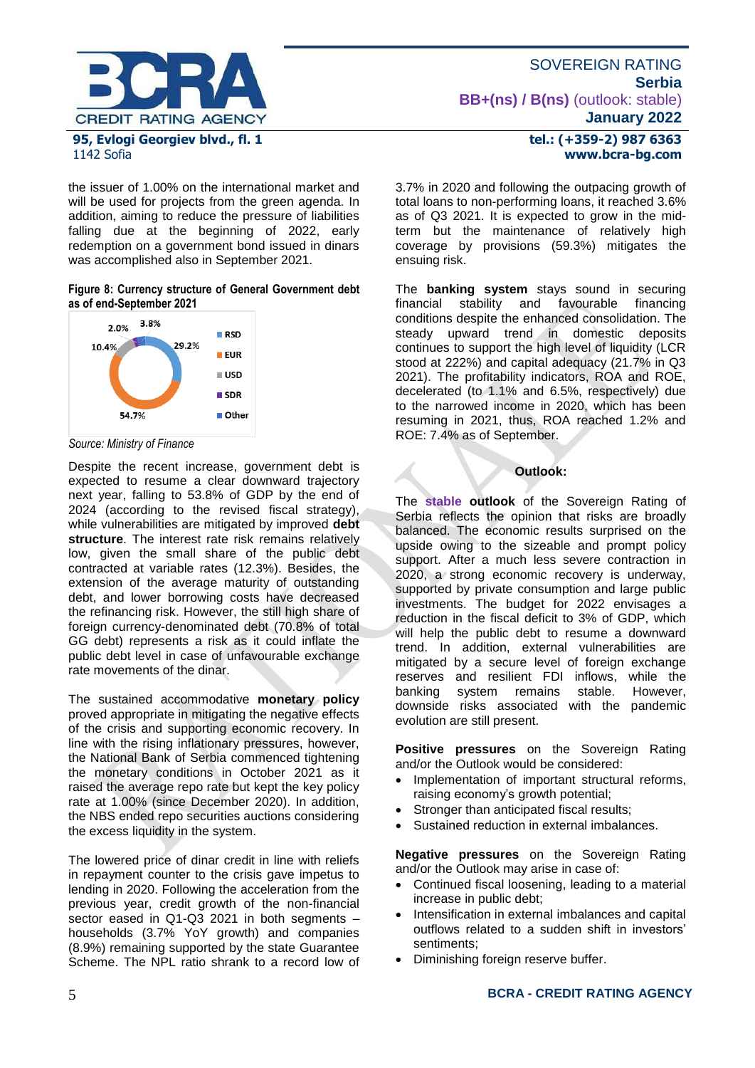the issuer of 1.00% on the international market and will be used for projects from the green agenda. In addition, aiming to reduce the pressure of liabilities falling due at the beginning of 2022, early redemption on a government bond issued in dinars was accomplished also in September 2021.

**Figure 8: Currency structure of General Government debt as of end-September 2021**

| Currency | Share |
|---|---|
| RSD | 29.2% |
| EUR | 54.7% |
| USD | 10.4% |
| SDR | 2.0% |
| Other | 3.8% |

*Source: Ministry of Finance*

Despite the recent increase, government debt is expected to resume a clear downward trajectory next year, falling to 53.8% of GDP by the end of 2024 (according to the revised fiscal strategy), while vulnerabilities are mitigated by improved **debt structure**. The interest rate risk remains relatively low, given the small share of the public debt contracted at variable rates (12.3%). Besides, the extension of the average maturity of outstanding debt, and lower borrowing costs have decreased the refinancing risk. However, the still high share of foreign currency-denominated debt (70.8% of total GG debt) represents a risk as it could inflate the public debt level in case of unfavourable exchange rate movements of the dinar.

The sustained accommodative **monetary policy** proved appropriate in mitigating the negative effects of the crisis and supporting economic recovery. In line with the rising inflationary pressures, however, the National Bank of Serbia commenced tightening the monetary conditions in October 2021 as it raised the average repo rate but kept the key policy rate at 1.00% (since December 2020). In addition, the NBS ended repo securities auctions considering the excess liquidity in the system.

The lowered price of dinar credit in line with reliefs in repayment counter to the crisis gave impetus to lending in 2020. Following the acceleration from the previous year, credit growth of the non-financial sector eased in Q1-Q3 2021 in both segments – households (3.7% YoY growth) and companies (8.9%) remaining supported by the state Guarantee Scheme. The NPL ratio shrank to a record low of 3.7% in 2020 and following the outpacing growth of total loans to non-performing loans, it reached 3.6% as of Q3 2021. It is expected to grow in the mid-term but the maintenance of relatively high coverage by provisions (59.3%) mitigates the ensuing risk.

The **banking system** stays sound in securing financial stability and favourable financing conditions despite the enhanced consolidation. The steady upward trend in domestic deposits continues to support the high level of liquidity (LCR stood at 222%) and capital adequacy (21.7% in Q3 2021). The profitability indicators, ROA and ROE, decelerated (to 1.1% and 6.5%, respectively) due to the narrowed income in 2020, which has been resuming in 2021, thus, ROA reached 1.2% and ROE: 7.4% as of September.

**Outlook:**

The **stable outlook** of the Sovereign Rating of Serbia reflects the opinion that risks are broadly balanced. The economic results surprised on the upside owing to the sizeable and prompt policy support. After a much less severe contraction in 2020, a strong economic recovery is underway, supported by private consumption and large public investments. The budget for 2022 envisages a reduction in the fiscal deficit to 3% of GDP, which will help the public debt to resume a downward trend. In addition, external vulnerabilities are mitigated by a secure level of foreign exchange reserves and resilient FDI inflows, while the banking system remains stable. However, downside risks associated with the pandemic evolution are still present.

**Positive pressures** on the Sovereign Rating and/or the Outlook would be considered:

- Implementation of important structural reforms, raising economy's growth potential;
- Stronger than anticipated fiscal results;
- Sustained reduction in external imbalances.

**Negative pressures** on the Sovereign Rating and/or the Outlook may arise in case of:

- Continued fiscal loosening, leading to a material increase in public debt;
- Intensification in external imbalances and capital outflows related to a sudden shift in investors' sentiments;
- Diminishing foreign reserve buffer.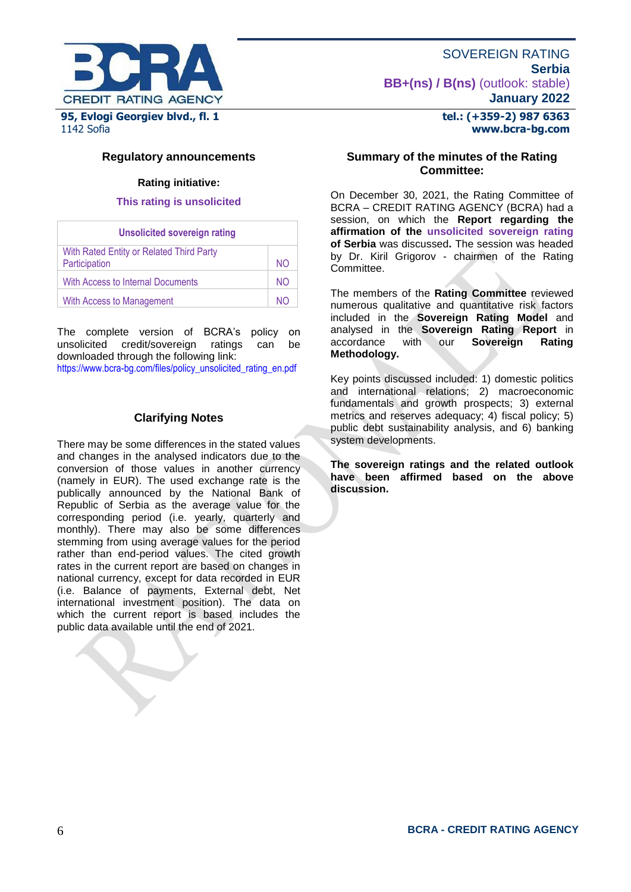## Regulatory announcements

**Rating initiative:**

**This rating is unsolicited**

| Unsolicited sovereign rating | |
|---|---|
| With Rated Entity or Related Third Party Participation | NO |
| With Access to Internal Documents | NO |
| With Access to Management | NO |

The complete version of BCRA's policy on unsolicited credit/sovereign ratings can be downloaded through the following link:
https://www.bcra-bg.com/files/policy_unsolicited_rating_en.pdf

## Clarifying Notes

There may be some differences in the stated values and changes in the analysed indicators due to the conversion of those values in another currency (namely in EUR). The used exchange rate is the publically announced by the National Bank of Republic of Serbia as the average value for the corresponding period (i.e. yearly, quarterly and monthly). There may also be some differences stemming from using average values for the period rather than end-period values. The cited growth rates in the current report are based on changes in national currency, except for data recorded in EUR (i.e. Balance of payments, External debt, Net international investment position). The data on which the current report is based includes the public data available until the end of 2021.

## Summary of the minutes of the Rating Committee:

On December 30, 2021, the Rating Committee of BCRA – CREDIT RATING AGENCY (BCRA) had a session, on which the **Report regarding the affirmation of the unsolicited sovereign rating of Serbia** was discussed**.** The session was headed by Dr. Kiril Grigorov - chairmen of the Rating Committee.

The members of the **Rating Committee** reviewed numerous qualitative and quantitative risk factors included in the **Sovereign Rating Model** and analysed in the **Sovereign Rating Report** in accordance with our **Sovereign Rating Methodology.**

Key points discussed included: 1) domestic politics and international relations; 2) macroeconomic fundamentals and growth prospects; 3) external metrics and reserves adequacy; 4) fiscal policy; 5) public debt sustainability analysis, and 6) banking system developments.

**The sovereign ratings and the related outlook have been affirmed based on the above discussion.**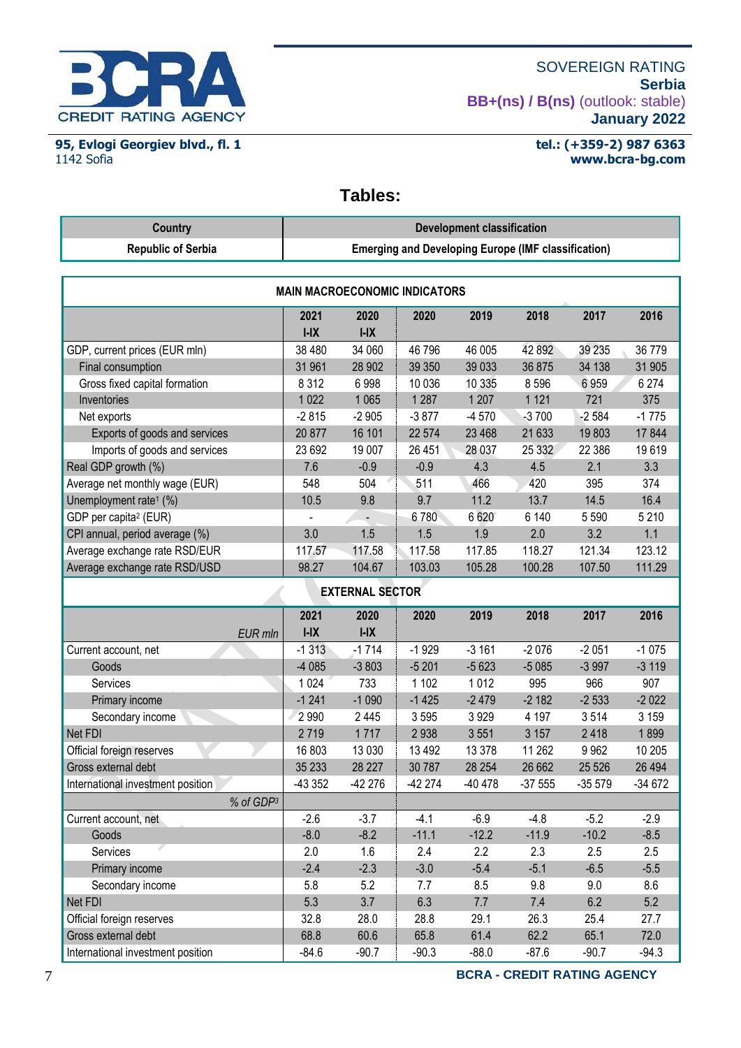## Tables:

| Country | Development classification |
|---|---|
| Republic of Serbia | Emerging and Developing Europe (IMF classification) |

| MAIN MACROECONOMIC INDICATORS | | | | | | | |
|---|---|---|---|---|---|---|---|
| | 2021 I-IX | 2020 I-IX | 2020 | 2019 | 2018 | 2017 | 2016 |
| GDP, current prices (EUR mln) | 38 480 | 34 060 | 46 796 | 46 005 | 42 892 | 39 235 | 36 779 |
| Final consumption | 31 961 | 28 902 | 39 350 | 39 033 | 36 875 | 34 138 | 31 905 |
| Gross fixed capital formation | 8 312 | 6 998 | 10 036 | 10 335 | 8 596 | 6 959 | 6 274 |
| Inventories | 1 022 | 1 065 | 1 287 | 1 207 | 1 121 | 721 | 375 |
| Net exports | -2 815 | -2 905 | -3 877 | -4 570 | -3 700 | -2 584 | -1 775 |
| Exports of goods and services | 20 877 | 16 101 | 22 574 | 23 468 | 21 633 | 19 803 | 17 844 |
| Imports of goods and services | 23 692 | 19 007 | 26 451 | 28 037 | 25 332 | 22 386 | 19 619 |
| Real GDP growth (%) | 7.6 | -0.9 | -0.9 | 4.3 | 4.5 | 2.1 | 3.3 |
| Average net monthly wage (EUR) | 548 | 504 | 511 | 466 | 420 | 395 | 374 |
| Unemployment rate[1] (%) | 10.5 | 9.8 | 9.7 | 11.2 | 13.7 | 14.5 | 16.4 |
| GDP per capita[2] (EUR) | - | - | 6 780 | 6 620 | 6 140 | 5 590 | 5 210 |
| CPI annual, period average (%) | 3.0 | 1.5 | 1.5 | 1.9 | 2.0 | 3.2 | 1.1 |
| Average exchange rate RSD/EUR | 117.57 | 117.58 | 117.58 | 117.85 | 118.27 | 121.34 | 123.12 |
| Average exchange rate RSD/USD | 98.27 | 104.67 | 103.03 | 105.28 | 100.28 | 107.50 | 111.29 |
| **EXTERNAL SECTOR** | | | | | | | |
| *EUR mln* | 2021 I-IX | 2020 I-IX | 2020 | 2019 | 2018 | 2017 | 2016 |
| Current account, net | -1 313 | -1 714 | -1 929 | -3 161 | -2 076 | -2 051 | -1 075 |
| Goods | -4 085 | -3 803 | -5 201 | -5 623 | -5 085 | -3 997 | -3 119 |
| Services | 1 024 | 733 | 1 102 | 1 012 | 995 | 966 | 907 |
| Primary income | -1 241 | -1 090 | -1 425 | -2 479 | -2 182 | -2 533 | -2 022 |
| Secondary income | 2 990 | 2 445 | 3 595 | 3 929 | 4 197 | 3 514 | 3 159 |
| Net FDI | 2 719 | 1 717 | 2 938 | 3 551 | 3 157 | 2 418 | 1 899 |
| Official foreign reserves | 16 803 | 13 030 | 13 492 | 13 378 | 11 262 | 9 962 | 10 205 |
| Gross external debt | 35 233 | 28 227 | 30 787 | 28 254 | 26 662 | 25 526 | 26 494 |
| International investment position | -43 352 | -42 276 | -42 274 | -40 478 | -37 555 | -35 579 | -34 672 |
| *% of GDP[3]* | | | | | | | |
| Current account, net | -2.6 | -3.7 | -4.1 | -6.9 | -4.8 | -5.2 | -2.9 |
| Goods | -8.0 | -8.2 | -11.1 | -12.2 | -11.9 | -10.2 | -8.5 |
| Services | 2.0 | 1.6 | 2.4 | 2.2 | 2.3 | 2.5 | 2.5 |
| Primary income | -2.4 | -2.3 | -3.0 | -5.4 | -5.1 | -6.5 | -5.5 |
| Secondary income | 5.8 | 5.2 | 7.7 | 8.5 | 9.8 | 9.0 | 8.6 |
| Net FDI | 5.3 | 3.7 | 6.3 | 7.7 | 7.4 | 6.2 | 5.2 |
| Official foreign reserves | 32.8 | 28.0 | 28.8 | 29.1 | 26.3 | 25.4 | 27.7 |
| Gross external debt | 68.8 | 60.6 | 65.8 | 61.4 | 62.2 | 65.1 | 72.0 |
| International investment position | -84.6 | -90.7 | -90.3 | -88.0 | -87.6 | -90.7 | -94.3 |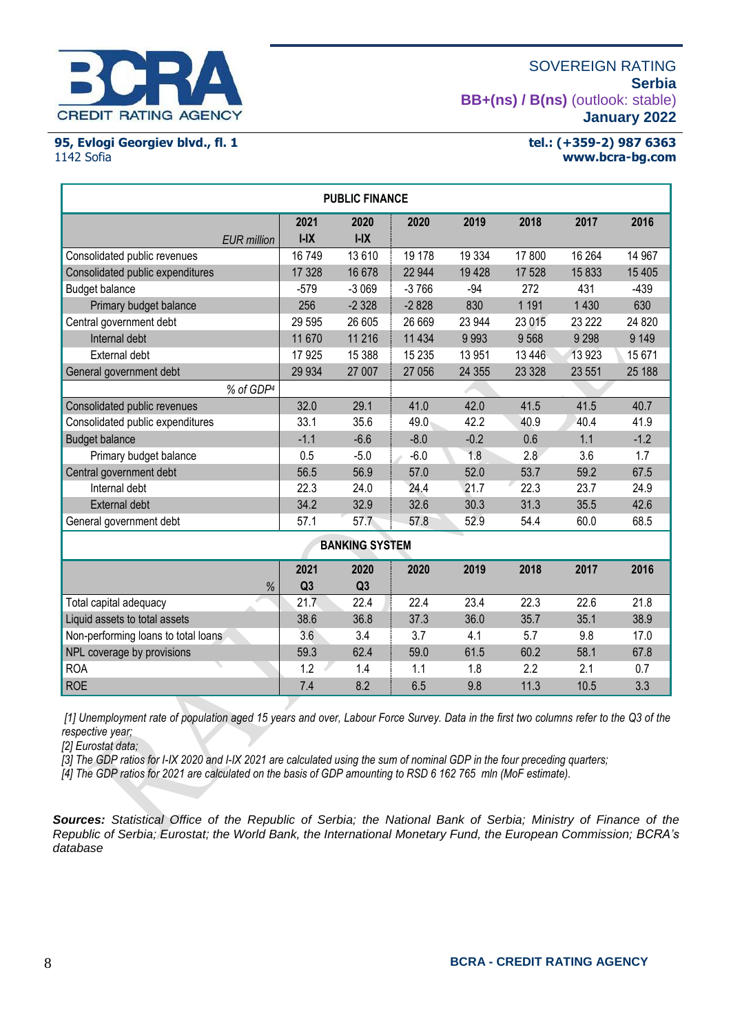SOVEREIGN RATING
**Serbia**
**BB+(ns) / B(ns)** (outlook: stable)
**January 2022**

**95, Evlogi Georgiev blvd., fl. 1**
1142 Sofia

**tel.: (+359-2) 987 6363**
**www.bcra-bg.com**

| PUBLIC FINANCE | | | | | | | |
|---|---|---|---|---|---|---|---|
| *EUR million* | **2021 I-IX** | **2020 I-IX** | **2020** | **2019** | **2018** | **2017** | **2016** |
| Consolidated public revenues | 16 749 | 13 610 | 19 178 | 19 334 | 17 800 | 16 264 | 14 967 |
| Consolidated public expenditures | 17 328 | 16 678 | 22 944 | 19 428 | 17 528 | 15 833 | 15 405 |
| Budget balance | -579 | -3 069 | -3 766 | -94 | 272 | 431 | -439 |
| Primary budget balance | 256 | -2 328 | -2 828 | 830 | 1 191 | 1 430 | 630 |
| Central government debt | 29 595 | 26 605 | 26 669 | 23 944 | 23 015 | 23 222 | 24 820 |
| Internal debt | 11 670 | 11 216 | 11 434 | 9 993 | 9 568 | 9 298 | 9 149 |
| External debt | 17 925 | 15 388 | 15 235 | 13 951 | 13 446 | 13 923 | 15 671 |
| General government debt | 29 934 | 27 007 | 27 056 | 24 355 | 23 328 | 23 551 | 25 188 |
| *% of GDP[4]* | | | | | | | |
| Consolidated public revenues | 32.0 | 29.1 | 41.0 | 42.0 | 41.5 | 41.5 | 40.7 |
| Consolidated public expenditures | 33.1 | 35.6 | 49.0 | 42.2 | 40.9 | 40.4 | 41.9 |
| Budget balance | -1.1 | -6.6 | -8.0 | -0.2 | 0.6 | 1.1 | -1.2 |
| Primary budget balance | 0.5 | -5.0 | -6.0 | 1.8 | 2.8 | 3.6 | 1.7 |
| Central government debt | 56.5 | 56.9 | 57.0 | 52.0 | 53.7 | 59.2 | 67.5 |
| Internal debt | 22.3 | 24.0 | 24.4 | 21.7 | 22.3 | 23.7 | 24.9 |
| External debt | 34.2 | 32.9 | 32.6 | 30.3 | 31.3 | 35.5 | 42.6 |
| General government debt | 57.1 | 57.7 | 57.8 | 52.9 | 54.4 | 60.0 | 68.5 |

| BANKING SYSTEM | | | | | | | |
|---|---|---|---|---|---|---|---|
| *%* | **2021 Q3** | **2020 Q3** | **2020** | **2019** | **2018** | **2017** | **2016** |
| Total capital adequacy | 21.7 | 22.4 | 22.4 | 23.4 | 22.3 | 22.6 | 21.8 |
| Liquid assets to total assets | 38.6 | 36.8 | 37.3 | 36.0 | 35.7 | 35.1 | 38.9 |
| Non-performing loans to total loans | 3.6 | 3.4 | 3.7 | 4.1 | 5.7 | 9.8 | 17.0 |
| NPL coverage by provisions | 59.3 | 62.4 | 59.0 | 61.5 | 60.2 | 58.1 | 67.8 |
| ROA | 1.2 | 1.4 | 1.1 | 1.8 | 2.2 | 2.1 | 0.7 |
| ROE | 7.4 | 8.2 | 6.5 | 9.8 | 11.3 | 10.5 | 3.3 |

*[1] Unemployment rate of population aged 15 years and over, Labour Force Survey. Data in the first two columns refer to the Q3 of the respective year;*
*[2] Eurostat data;*
*[3] The GDP ratios for I-IX 2020 and I-IX 2021 are calculated using the sum of nominal GDP in the four preceding quarters;*
*[4] The GDP ratios for 2021 are calculated on the basis of GDP amounting to RSD 6 162 765 mln (MoF estimate).*

***Sources:*** *Statistical Office of the Republic of Serbia; the National Bank of Serbia; Ministry of Finance of the Republic of Serbia; Eurostat; the World Bank, the International Monetary Fund, the European Commission; BCRA's database*